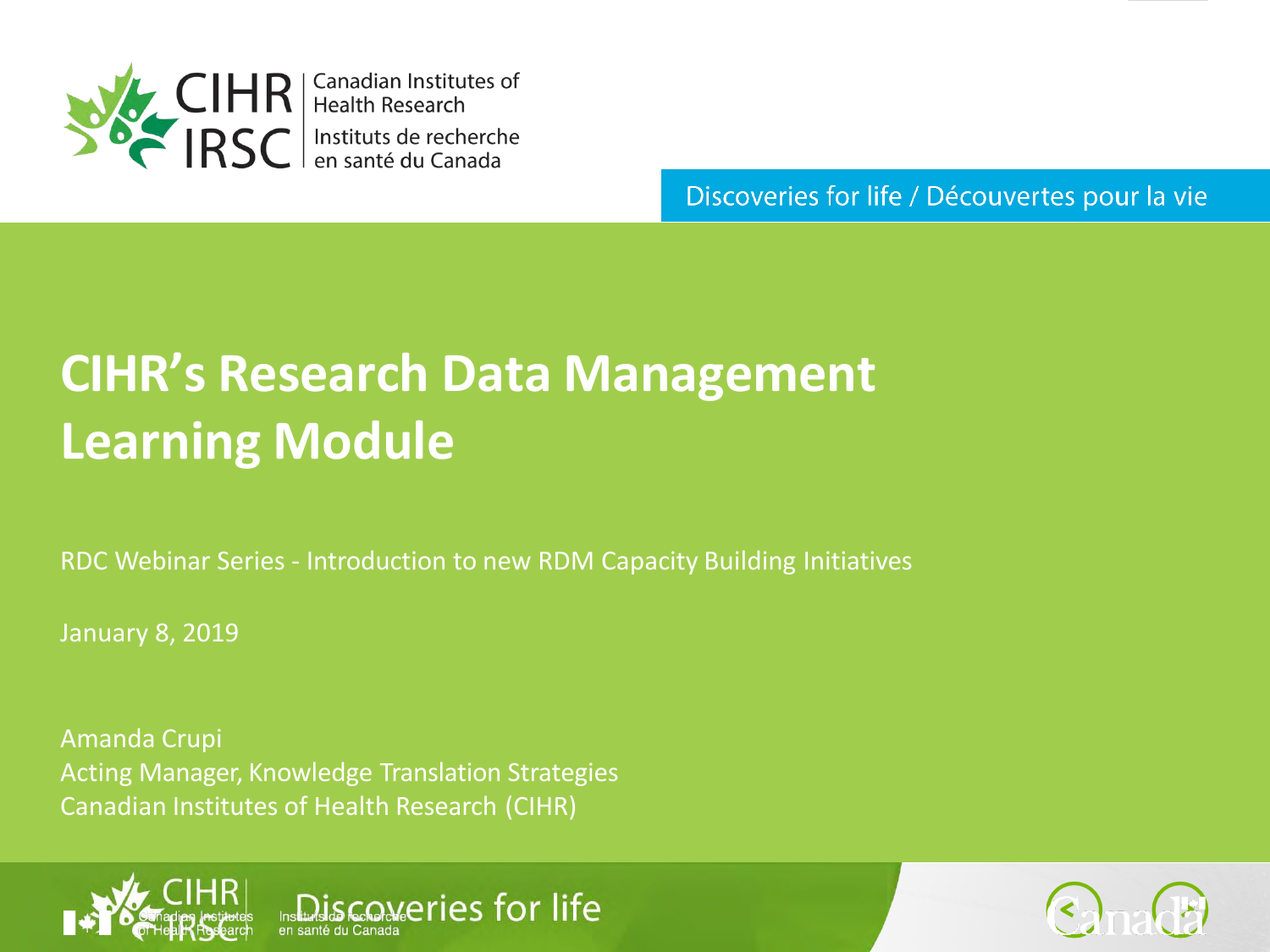Canadian Institutes of Health Research

Instituts de recherche en santé du Canada

Discoveries for life / Découvertes pour la vie

# CIHR's Research Data Management Learning Module

RDC Webinar Series - Introduction to new RDM Capacity Building Initiatives

January 8, 2019

Amanda Crupi
Acting Manager, Knowledge Translation Strategies
Canadian Institutes of Health Research (CIHR)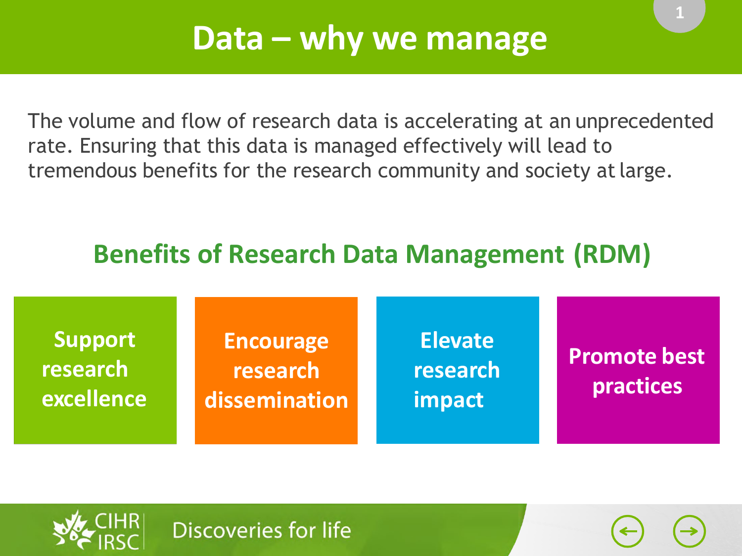# Data – why we manage

The volume and flow of research data is accelerating at an unprecedented rate. Ensuring that this data is managed effectively will lead to tremendous benefits for the research community and society at large.

## Benefits of Research Data Management (RDM)

- **Support research excellence**
- **Encourage research dissemination**
- **Elevate research impact**
- **Promote best practices**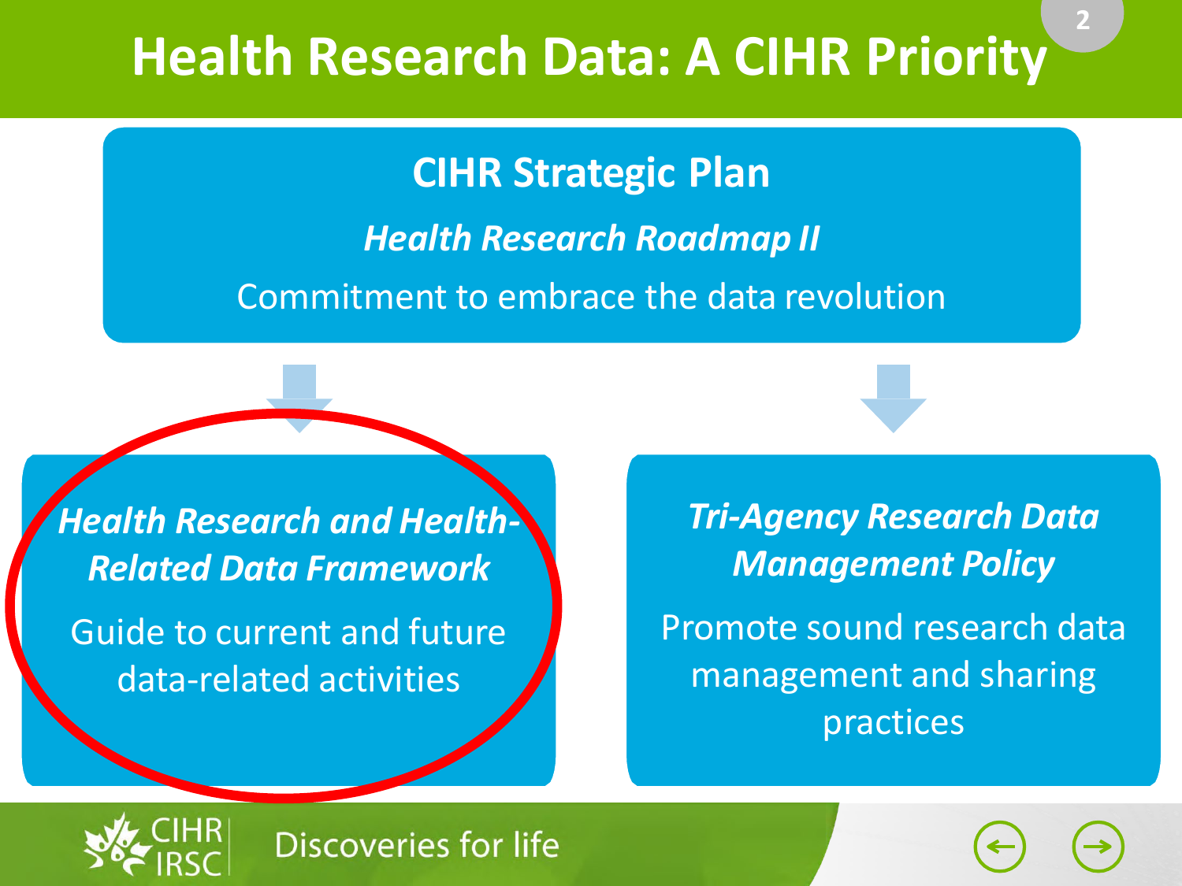# Health Research Data: A CIHR Priority

## CIHR Strategic Plan

***Health Research Roadmap II***

Commitment to embrace the data revolution

### *Health Research and Health-Related Data Framework*

Guide to current and future data-related activities

### *Tri-Agency Research Data Management Policy*

Promote sound research data management and sharing practices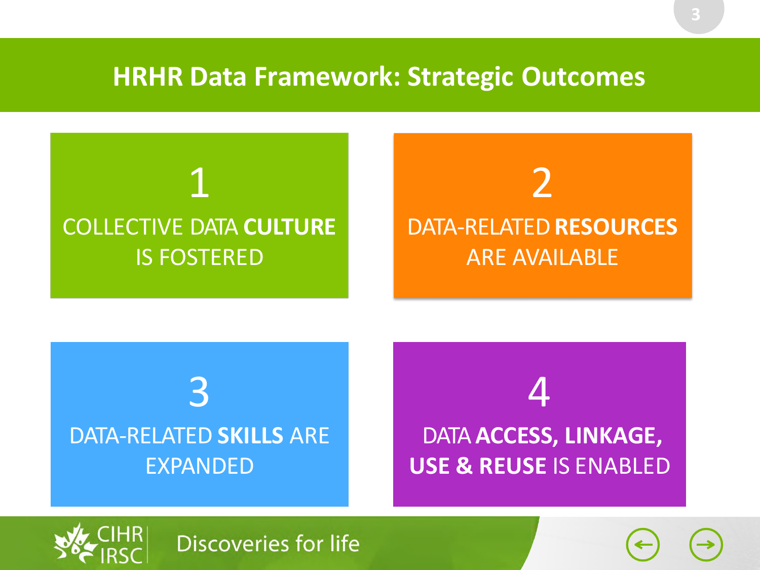# HRHR Data Framework: Strategic Outcomes

## 1
COLLECTIVE DATA **CULTURE** IS FOSTERED

## 2
DATA-RELATED **RESOURCES** ARE AVAILABLE

## 3
DATA-RELATED **SKILLS** ARE EXPANDED

## 4
DATA **ACCESS, LINKAGE, USE & REUSE** IS ENABLED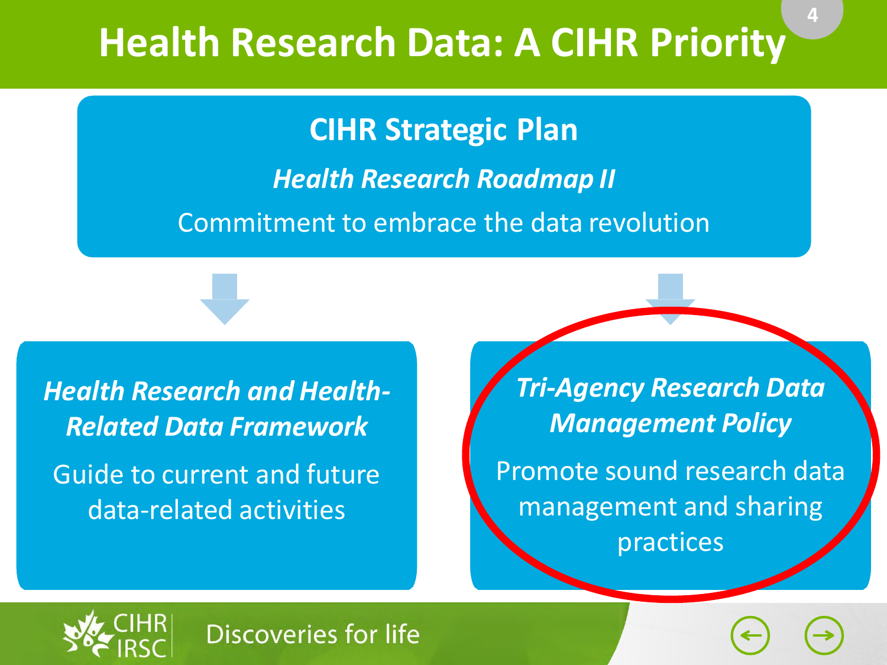# Health Research Data: A CIHR Priority

## CIHR Strategic Plan

***Health Research Roadmap II***

Commitment to embrace the data revolution

### *Health Research and Health-Related Data Framework*

Guide to current and future data-related activities

### *Tri-Agency Research Data Management Policy*

Promote sound research data management and sharing practices

CIHR IRSC Discoveries for life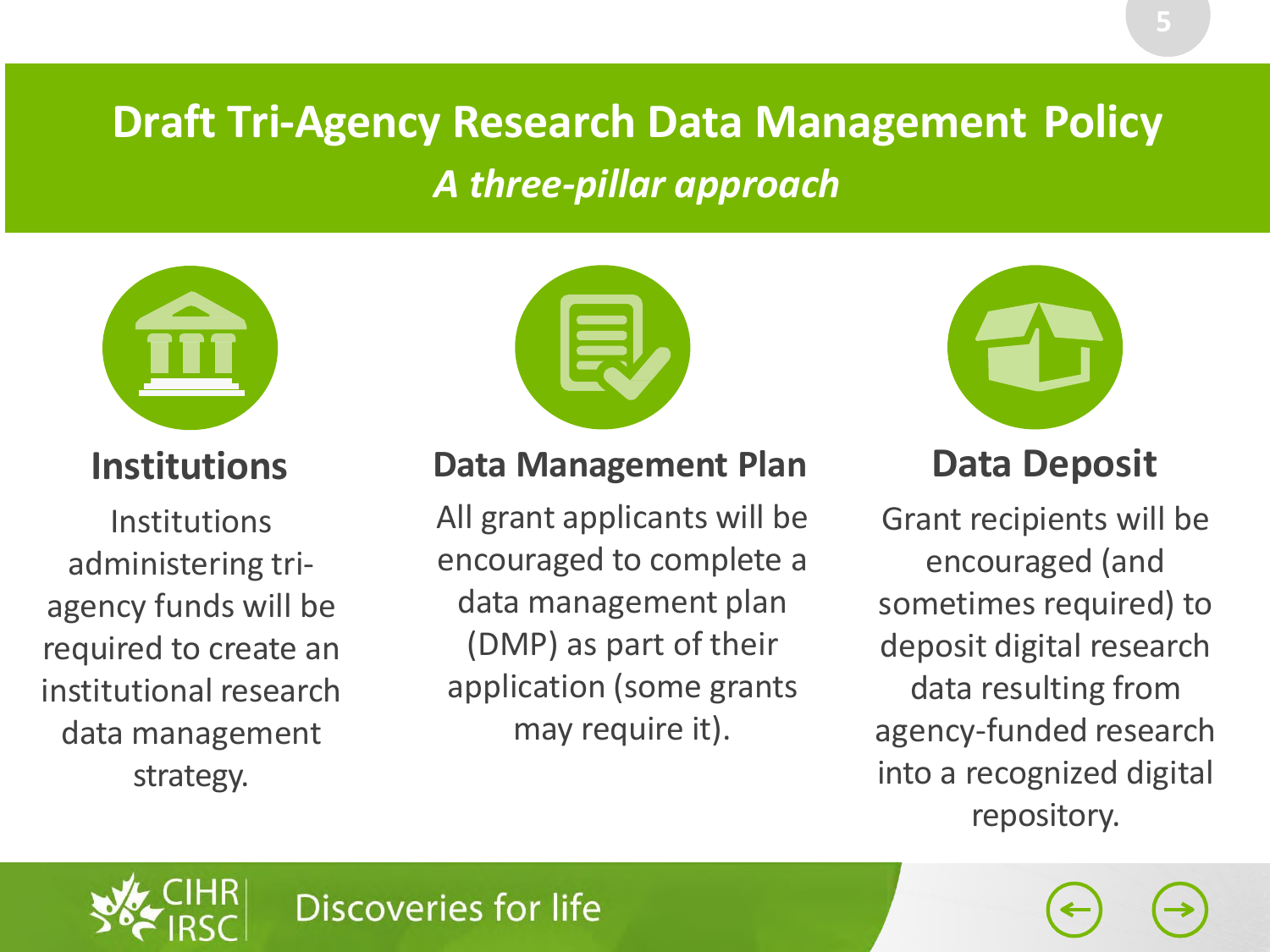# Draft Tri-Agency Research Data Management Policy

*A three-pillar approach*

## Institutions

Institutions administering tri-agency funds will be required to create an institutional research data management strategy.

## Data Management Plan

All grant applicants will be encouraged to complete a data management plan (DMP) as part of their application (some grants may require it).

## Data Deposit

Grant recipients will be encouraged (and sometimes required) to deposit digital research data resulting from agency-funded research into a recognized digital repository.

CIHR IRSC Discoveries for life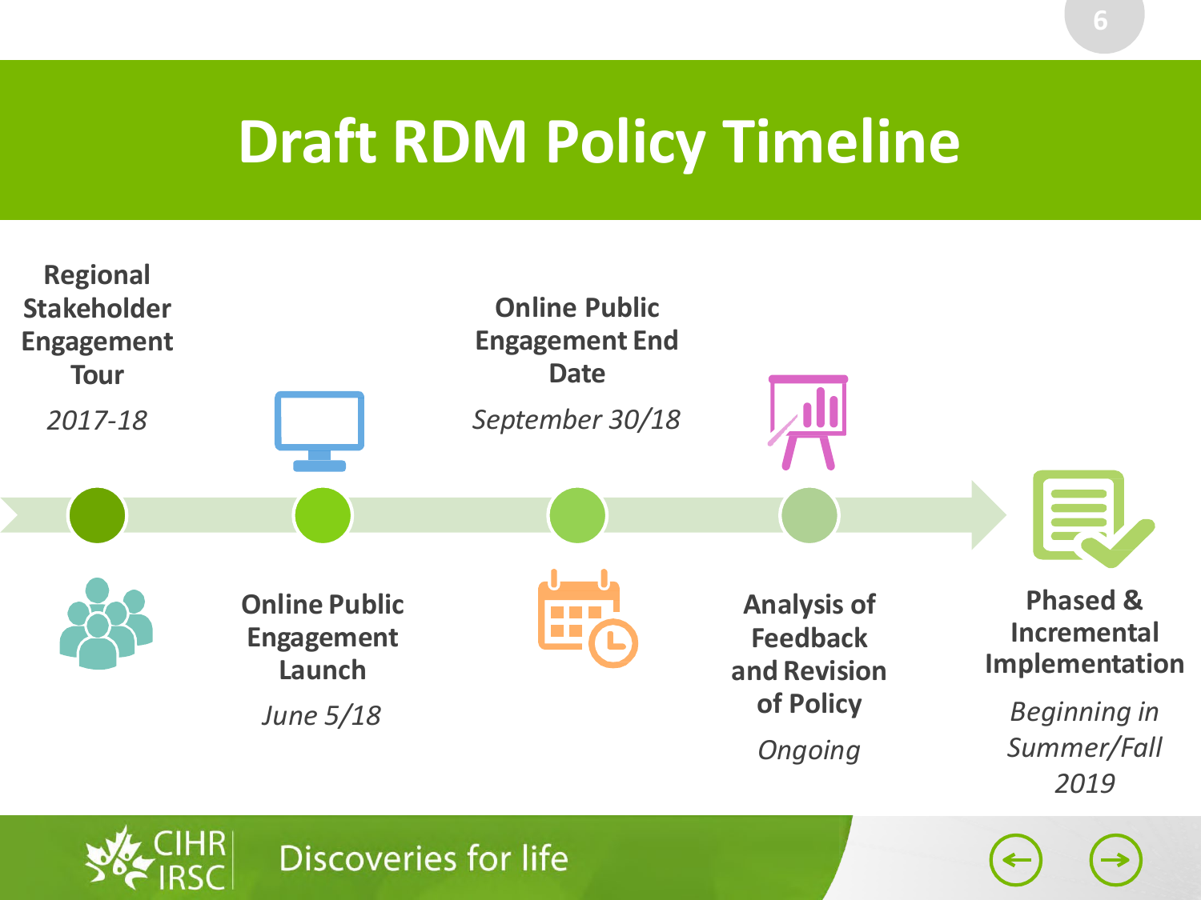# Draft RDM Policy Timeline

**Regional Stakeholder Engagement Tour**

*2017-18*

**Online Public Engagement Launch**

*June 5/18*

**Online Public Engagement End Date**

*September 30/18*

**Analysis of Feedback and Revision of Policy**

*Ongoing*

**Phased & Incremental Implementation**

*Beginning in Summer/Fall 2019*

CIHR IRSC

Discoveries for life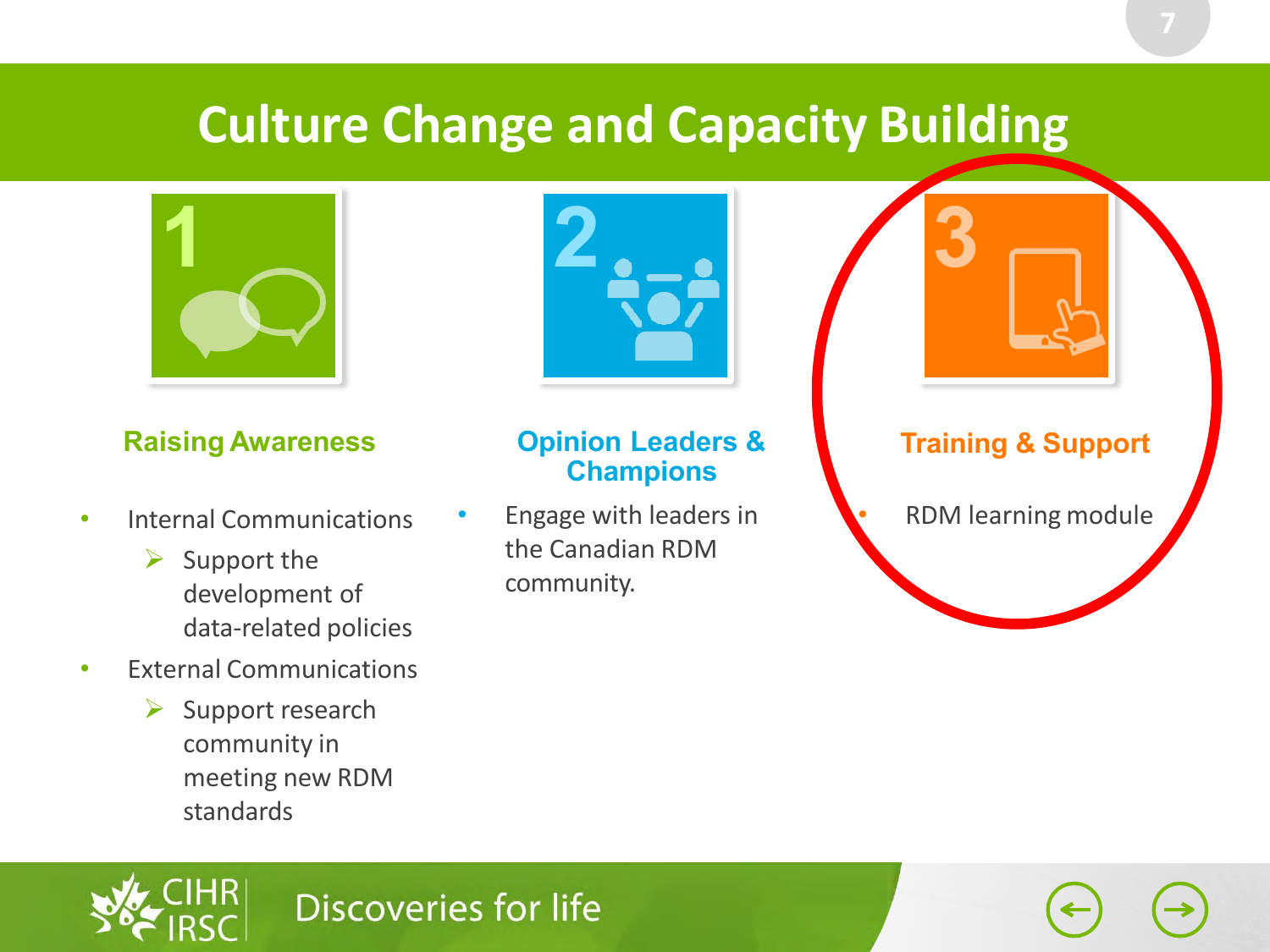# Culture Change and Capacity Building

## 1 Raising Awareness

- Internal Communications
  - Support the development of data-related policies
- External Communications
  - Support research community in meeting new RDM standards

## 2 Opinion Leaders & Champions

- Engage with leaders in the Canadian RDM community.

## 3 Training & Support

- RDM learning module

CIHR IRSC Discoveries for life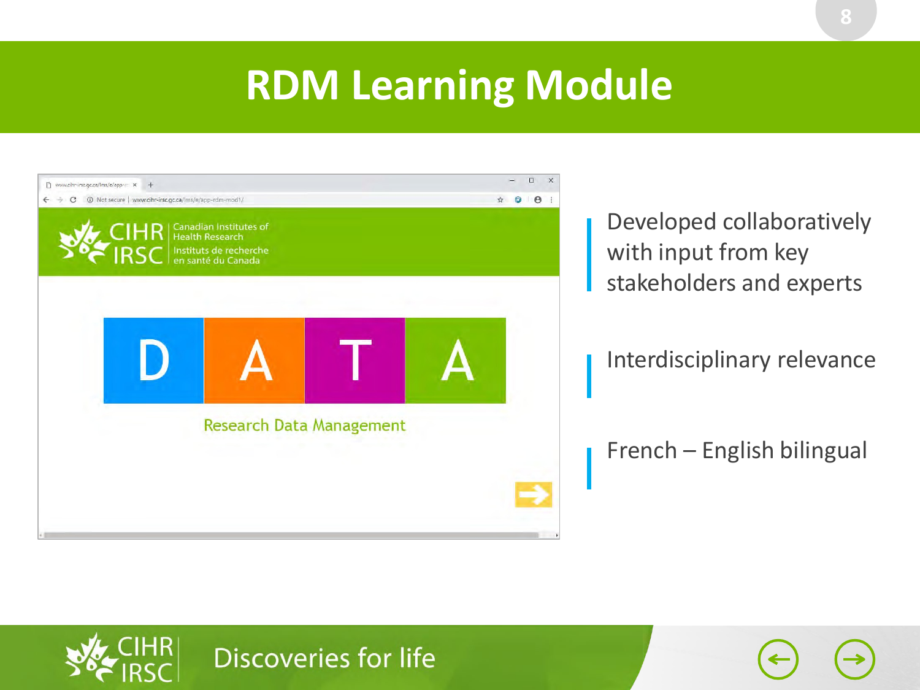# RDM Learning Module

- Developed collaboratively with input from key stakeholders and experts
- Interdisciplinary relevance
- French – English bilingual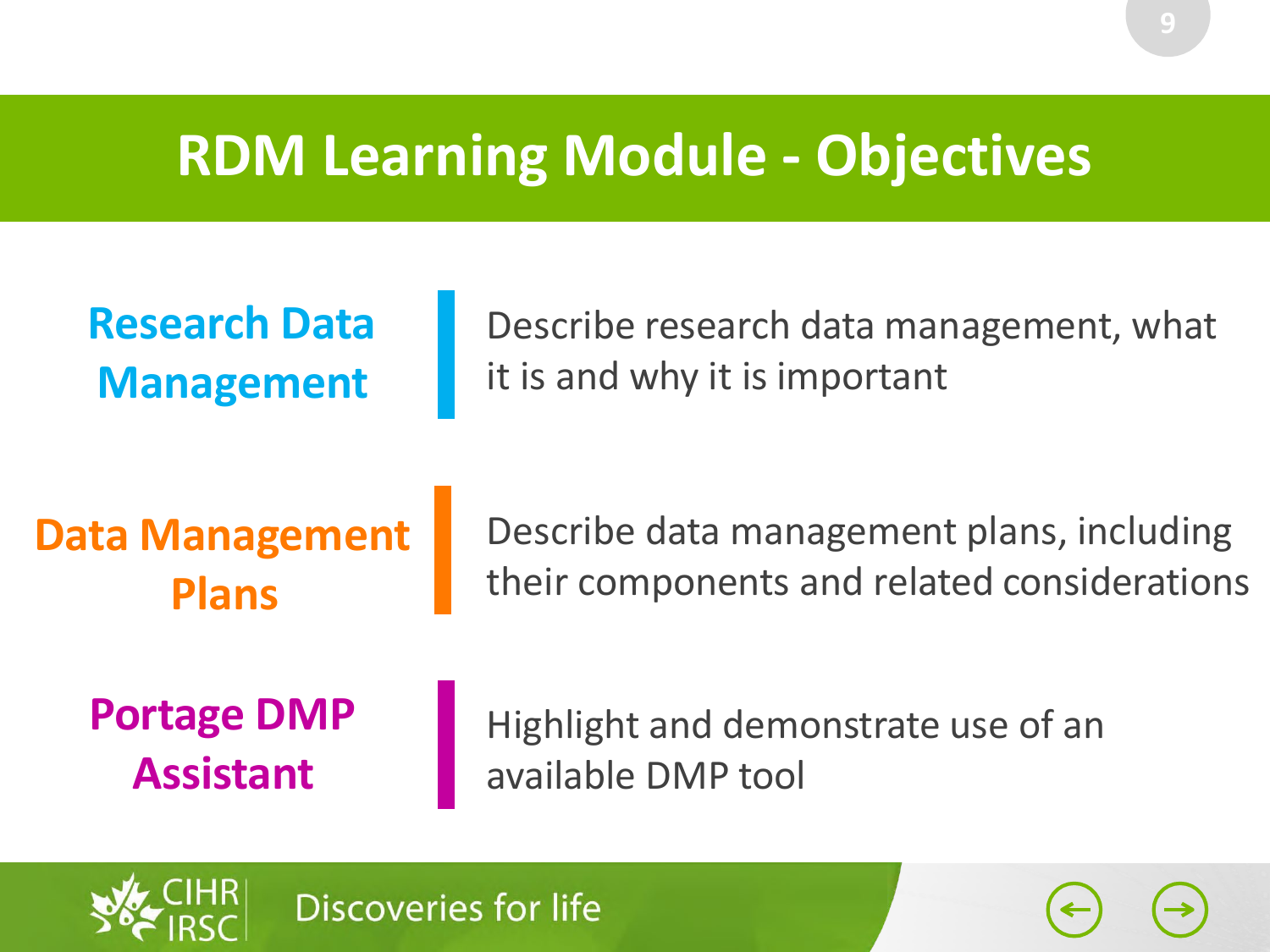# RDM Learning Module - Objectives

**Research Data Management** — Describe research data management, what it is and why it is important

**Data Management Plans** — Describe data management plans, including their components and related considerations

**Portage DMP Assistant** — Highlight and demonstrate use of an available DMP tool

CIHR IRSC Discoveries for life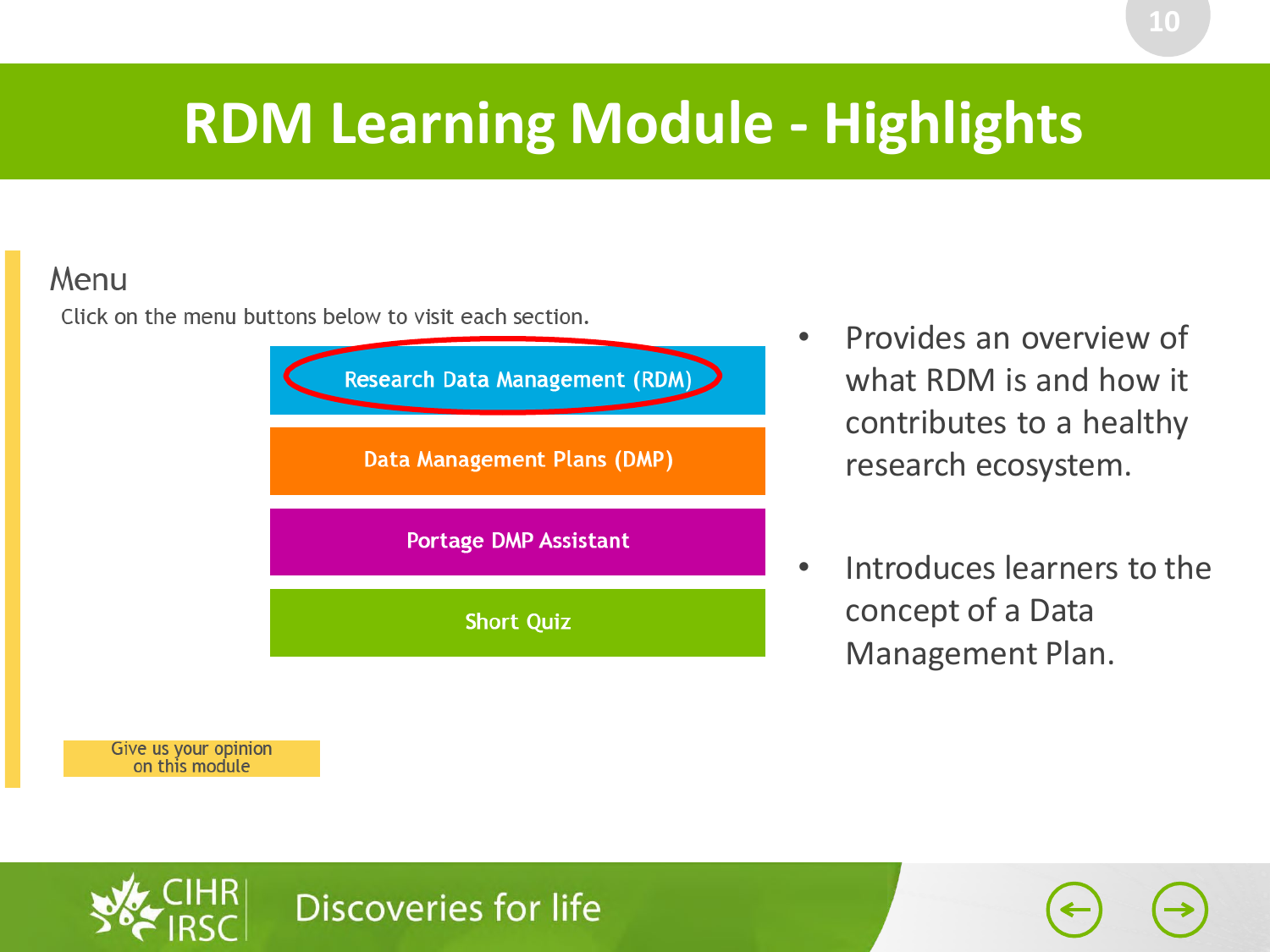# RDM Learning Module - Highlights

## Menu

Click on the menu buttons below to visit each section.

- Research Data Management (RDM)
- Data Management Plans (DMP)
- Portage DMP Assistant
- Short Quiz

Give us your opinion on this module

- Provides an overview of what RDM is and how it contributes to a healthy research ecosystem.
- Introduces learners to the concept of a Data Management Plan.

CIHR IRSC Discoveries for life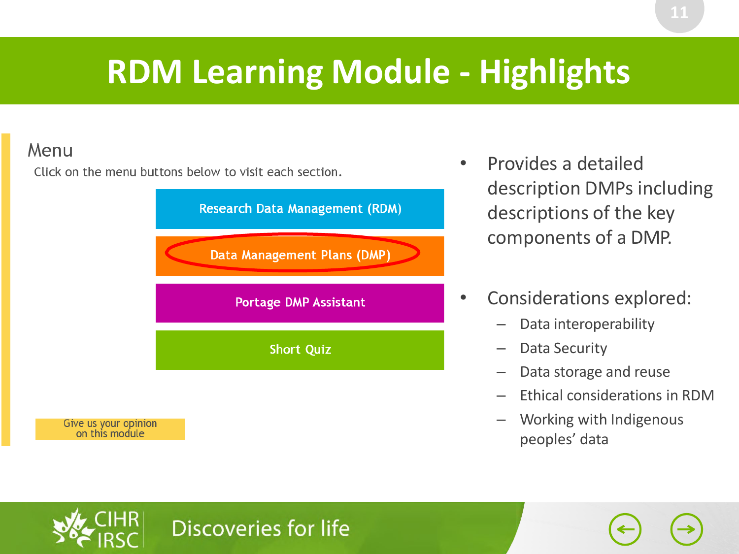# RDM Learning Module - Highlights

Menu

Click on the menu buttons below to visit each section.

- Research Data Management (RDM)
- Data Management Plans (DMP)
- Portage DMP Assistant
- Short Quiz

Give us your opinion on this module

- Provides a detailed description DMPs including descriptions of the key components of a DMP.
- Considerations explored:
  - Data interoperability
  - Data Security
  - Data storage and reuse
  - Ethical considerations in RDM
  - Working with Indigenous peoples' data

CIHR IRSC Discoveries for life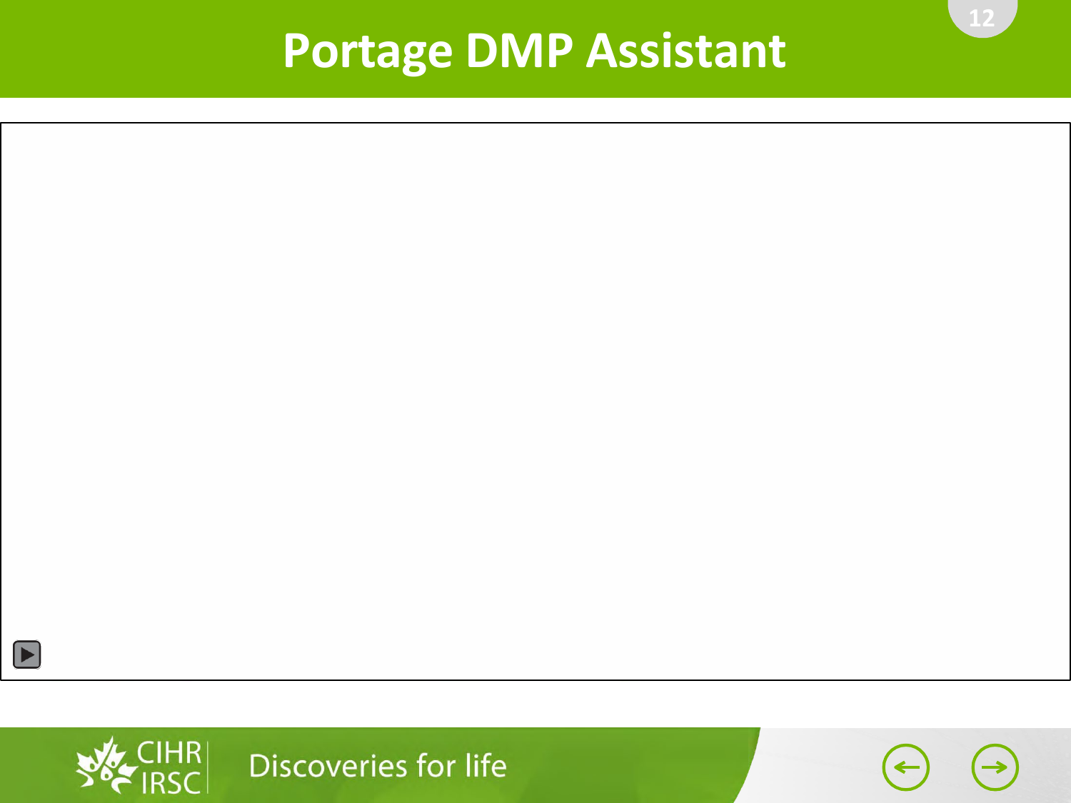# Portage DMP Assistant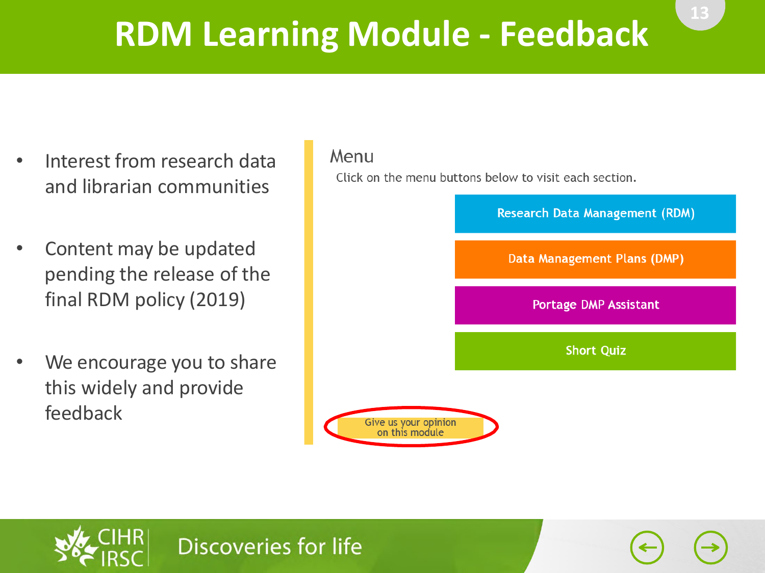# RDM Learning Module - Feedback

- Interest from research data and librarian communities
- Content may be updated pending the release of the final RDM policy (2019)
- We encourage you to share this widely and provide feedback

## Menu

Click on the menu buttons below to visit each section.

- Research Data Management (RDM)
- Data Management Plans (DMP)
- Portage DMP Assistant
- Short Quiz

Give us your opinion on this module

CIHR IRSC Discoveries for life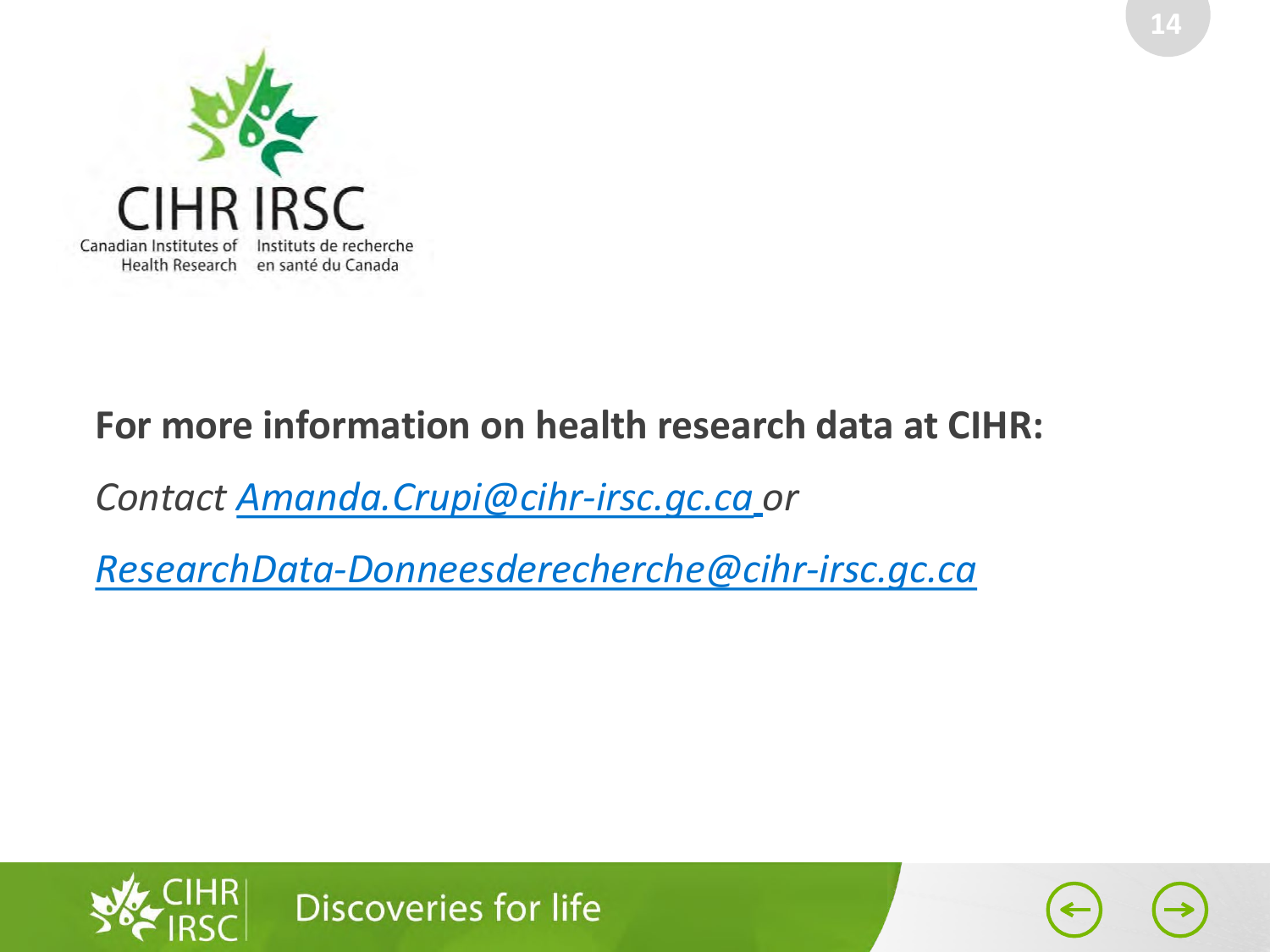CIHR IRSC

Canadian Institutes of Health Research

Instituts de recherche en santé du Canada

**For more information on health research data at CIHR:**

*Contact [Amanda.Crupi@cihr-irsc.gc.ca](mailto:Amanda.Crupi@cihr-irsc.gc.ca) or*

*[ResearchData-Donneesderecherche@cihr-irsc.gc.ca](mailto:ResearchData-Donneesderecherche@cihr-irsc.gc.ca)*

Discoveries for life